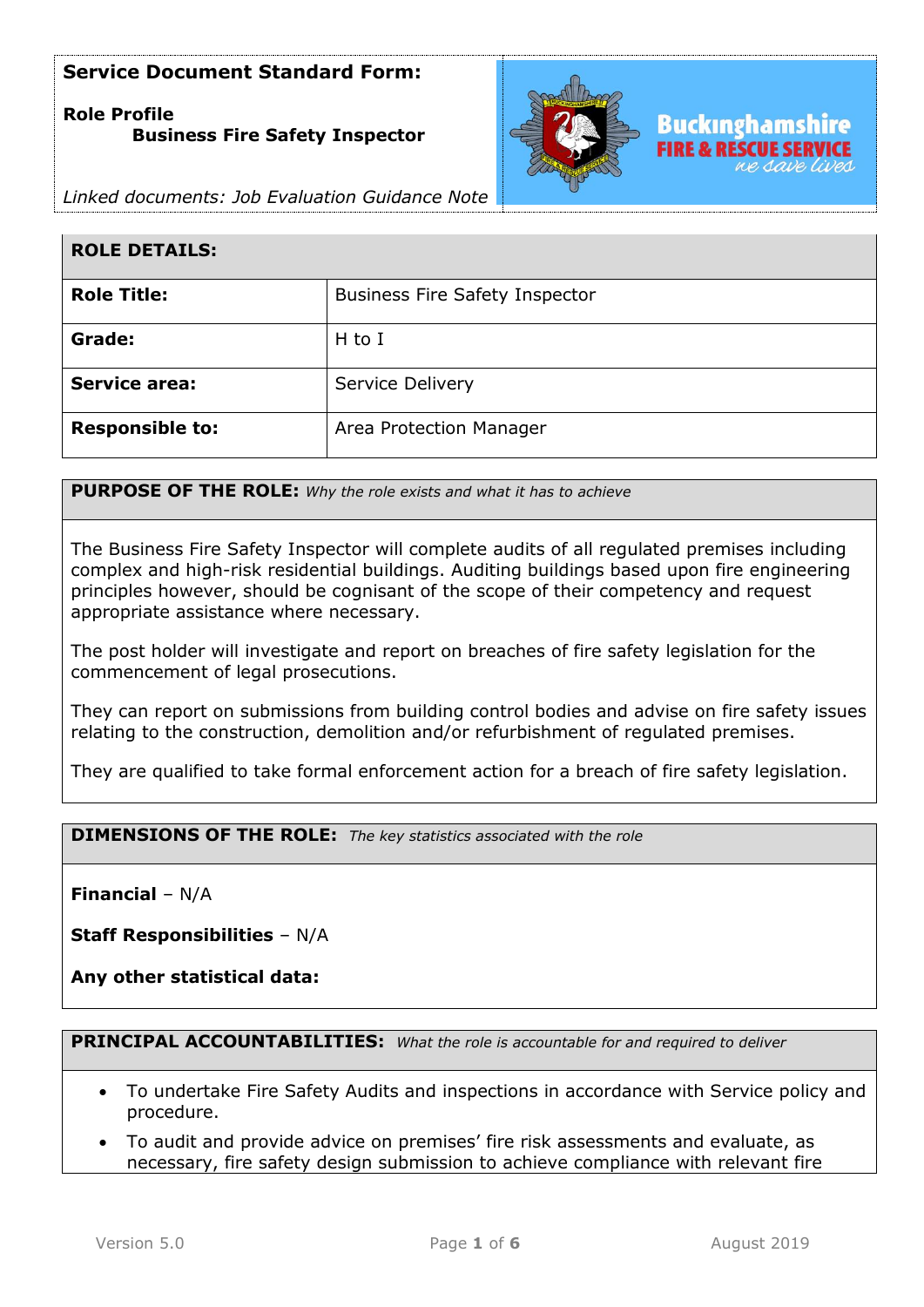**Service Document Standard Form:**

**Role Profile**
**Business Fire Safety Inspector**

*Linked documents: Job Evaluation Guidance Note*

| **ROLE DETAILS:** | |
|---|---|
| **Role Title:** | Business Fire Safety Inspector |
| **Grade:** | H to I |
| **Service area:** | Service Delivery |
| **Responsible to:** | Area Protection Manager |

## PURPOSE OF THE ROLE: *Why the role exists and what it has to achieve*

The Business Fire Safety Inspector will complete audits of all regulated premises including complex and high-risk residential buildings. Auditing buildings based upon fire engineering principles however, should be cognisant of the scope of their competency and request appropriate assistance where necessary.

The post holder will investigate and report on breaches of fire safety legislation for the commencement of legal prosecutions.

They can report on submissions from building control bodies and advise on fire safety issues relating to the construction, demolition and/or refurbishment of regulated premises.

They are qualified to take formal enforcement action for a breach of fire safety legislation.

## DIMENSIONS OF THE ROLE: *The key statistics associated with the role*

**Financial** – N/A

**Staff Responsibilities** – N/A

**Any other statistical data:**

## PRINCIPAL ACCOUNTABILITIES: *What the role is accountable for and required to deliver*

- To undertake Fire Safety Audits and inspections in accordance with Service policy and procedure.
- To audit and provide advice on premises' fire risk assessments and evaluate, as necessary, fire safety design submission to achieve compliance with relevant fire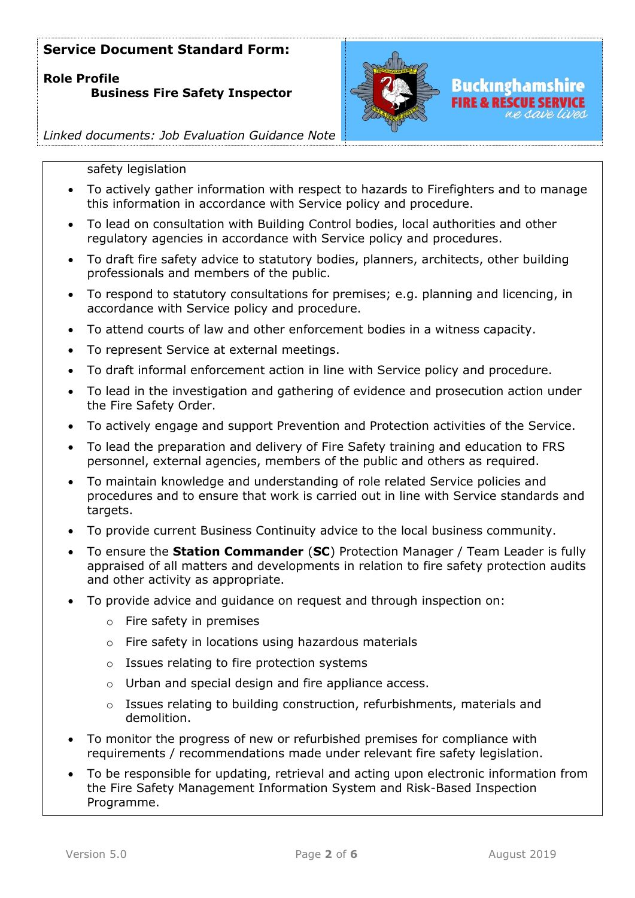safety legislation

- To actively gather information with respect to hazards to Firefighters and to manage this information in accordance with Service policy and procedure.
- To lead on consultation with Building Control bodies, local authorities and other regulatory agencies in accordance with Service policy and procedures.
- To draft fire safety advice to statutory bodies, planners, architects, other building professionals and members of the public.
- To respond to statutory consultations for premises; e.g. planning and licencing, in accordance with Service policy and procedure.
- To attend courts of law and other enforcement bodies in a witness capacity.
- To represent Service at external meetings.
- To draft informal enforcement action in line with Service policy and procedure.
- To lead in the investigation and gathering of evidence and prosecution action under the Fire Safety Order.
- To actively engage and support Prevention and Protection activities of the Service.
- To lead the preparation and delivery of Fire Safety training and education to FRS personnel, external agencies, members of the public and others as required.
- To maintain knowledge and understanding of role related Service policies and procedures and to ensure that work is carried out in line with Service standards and targets.
- To provide current Business Continuity advice to the local business community.
- To ensure the **Station Commander** (**SC**) Protection Manager / Team Leader is fully appraised of all matters and developments in relation to fire safety protection audits and other activity as appropriate.
- To provide advice and guidance on request and through inspection on:
    - Fire safety in premises
    - Fire safety in locations using hazardous materials
    - Issues relating to fire protection systems
    - Urban and special design and fire appliance access.
    - Issues relating to building construction, refurbishments, materials and demolition.
- To monitor the progress of new or refurbished premises for compliance with requirements / recommendations made under relevant fire safety legislation.
- To be responsible for updating, retrieval and acting upon electronic information from the Fire Safety Management Information System and Risk-Based Inspection Programme.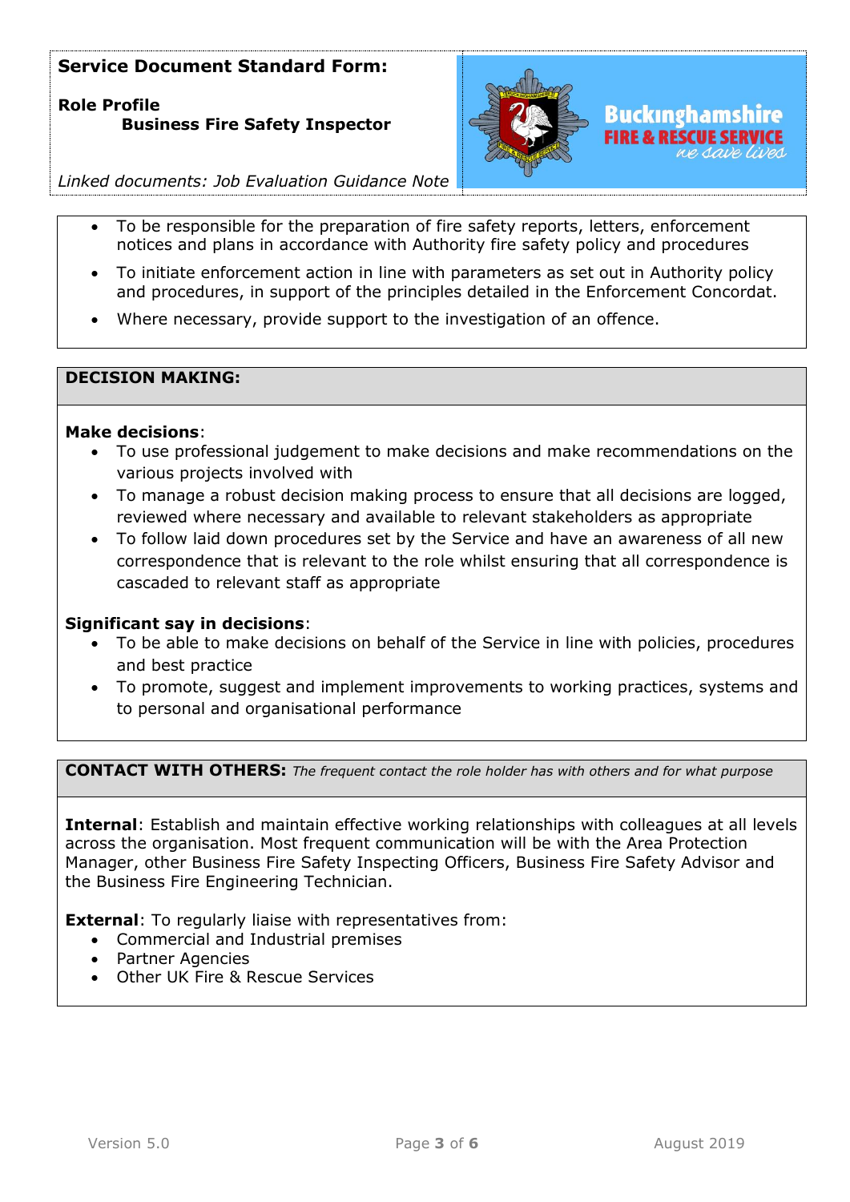**Service Document Standard Form:**

**Role Profile**
**Business Fire Safety Inspector**

*Linked documents: Job Evaluation Guidance Note*

- To be responsible for the preparation of fire safety reports, letters, enforcement notices and plans in accordance with Authority fire safety policy and procedures
- To initiate enforcement action in line with parameters as set out in Authority policy and procedures, in support of the principles detailed in the Enforcement Concordat.
- Where necessary, provide support to the investigation of an offence.

## DECISION MAKING:

**Make decisions**:

- To use professional judgement to make decisions and make recommendations on the various projects involved with
- To manage a robust decision making process to ensure that all decisions are logged, reviewed where necessary and available to relevant stakeholders as appropriate
- To follow laid down procedures set by the Service and have an awareness of all new correspondence that is relevant to the role whilst ensuring that all correspondence is cascaded to relevant staff as appropriate

**Significant say in decisions**:

- To be able to make decisions on behalf of the Service in line with policies, procedures and best practice
- To promote, suggest and implement improvements to working practices, systems and to personal and organisational performance

## CONTACT WITH OTHERS: *The frequent contact the role holder has with others and for what purpose*

**Internal**: Establish and maintain effective working relationships with colleagues at all levels across the organisation. Most frequent communication will be with the Area Protection Manager, other Business Fire Safety Inspecting Officers, Business Fire Safety Advisor and the Business Fire Engineering Technician.

**External**: To regularly liaise with representatives from:

- Commercial and Industrial premises
- Partner Agencies
- Other UK Fire & Rescue Services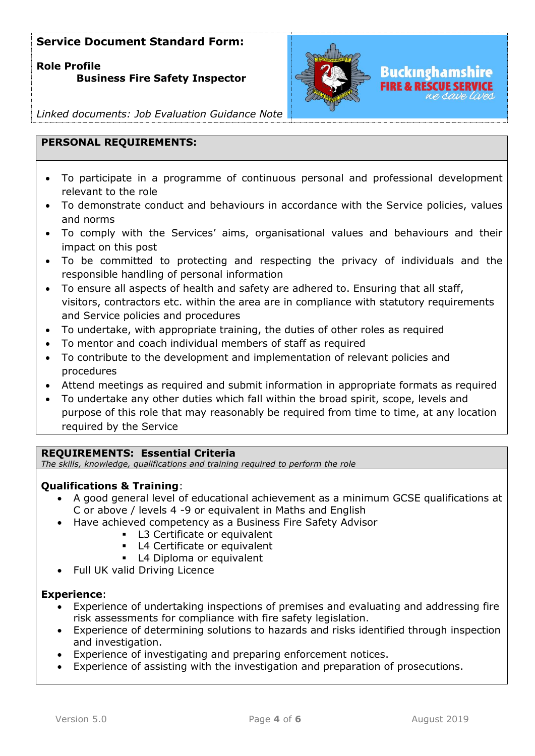**Service Document Standard Form:**

**Role Profile**
**Business Fire Safety Inspector**

*Linked documents: Job Evaluation Guidance Note*

Buckinghamshire FIRE & RESCUE SERVICE *we save lives*

## PERSONAL REQUIREMENTS:

- To participate in a programme of continuous personal and professional development relevant to the role
- To demonstrate conduct and behaviours in accordance with the Service policies, values and norms
- To comply with the Services' aims, organisational values and behaviours and their impact on this post
- To be committed to protecting and respecting the privacy of individuals and the responsible handling of personal information
- To ensure all aspects of health and safety are adhered to. Ensuring that all staff, visitors, contractors etc. within the area are in compliance with statutory requirements and Service policies and procedures
- To undertake, with appropriate training, the duties of other roles as required
- To mentor and coach individual members of staff as required
- To contribute to the development and implementation of relevant policies and procedures
- Attend meetings as required and submit information in appropriate formats as required
- To undertake any other duties which fall within the broad spirit, scope, levels and purpose of this role that may reasonably be required from time to time, at any location required by the Service

## REQUIREMENTS: Essential Criteria

*The skills, knowledge, qualifications and training required to perform the role*

**Qualifications & Training**:

- A good general level of educational achievement as a minimum GCSE qualifications at C or above / levels 4 -9 or equivalent in Maths and English
- Have achieved competency as a Business Fire Safety Advisor
  - L3 Certificate or equivalent
  - L4 Certificate or equivalent
  - L4 Diploma or equivalent
- Full UK valid Driving Licence

**Experience**:

- Experience of undertaking inspections of premises and evaluating and addressing fire risk assessments for compliance with fire safety legislation.
- Experience of determining solutions to hazards and risks identified through inspection and investigation.
- Experience of investigating and preparing enforcement notices.
- Experience of assisting with the investigation and preparation of prosecutions.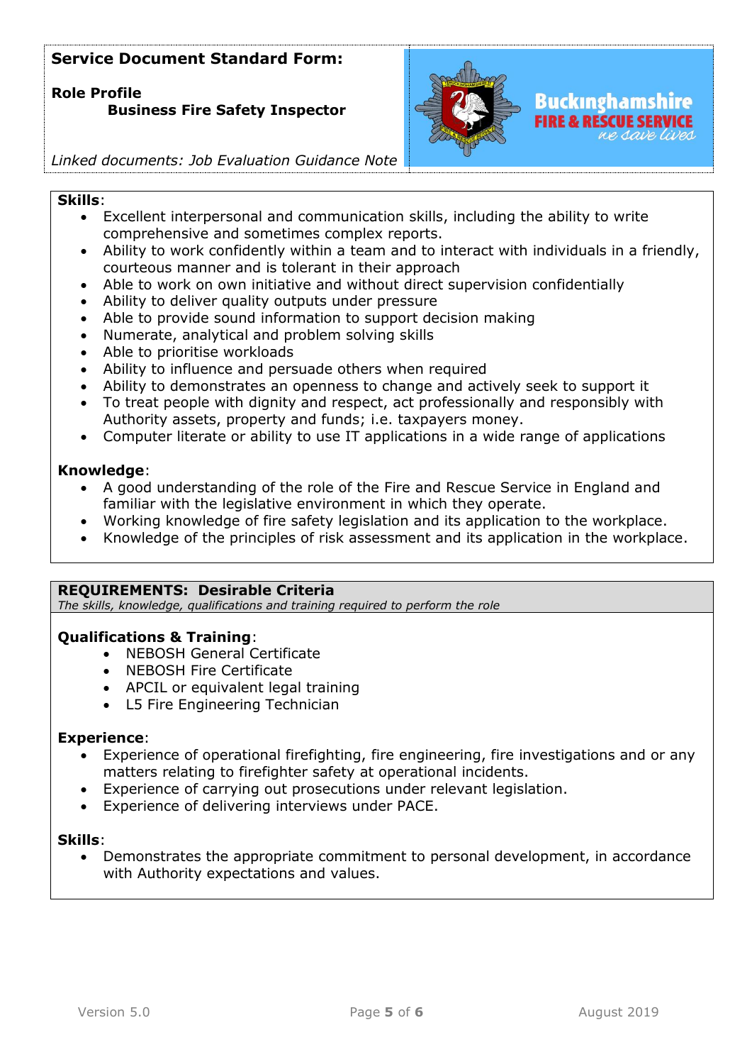**Service Document Standard Form:**

**Role Profile**
**Business Fire Safety Inspector**

*Linked documents: Job Evaluation Guidance Note*

**Skills**:

- Excellent interpersonal and communication skills, including the ability to write comprehensive and sometimes complex reports.
- Ability to work confidently within a team and to interact with individuals in a friendly, courteous manner and is tolerant in their approach
- Able to work on own initiative and without direct supervision confidentially
- Ability to deliver quality outputs under pressure
- Able to provide sound information to support decision making
- Numerate, analytical and problem solving skills
- Able to prioritise workloads
- Ability to influence and persuade others when required
- Ability to demonstrates an openness to change and actively seek to support it
- To treat people with dignity and respect, act professionally and responsibly with Authority assets, property and funds; i.e. taxpayers money.
- Computer literate or ability to use IT applications in a wide range of applications

**Knowledge**:

- A good understanding of the role of the Fire and Rescue Service in England and familiar with the legislative environment in which they operate.
- Working knowledge of fire safety legislation and its application to the workplace.
- Knowledge of the principles of risk assessment and its application in the workplace.

## REQUIREMENTS: Desirable Criteria

*The skills, knowledge, qualifications and training required to perform the role*

**Qualifications & Training**:

- NEBOSH General Certificate
- NEBOSH Fire Certificate
- APCIL or equivalent legal training
- L5 Fire Engineering Technician

**Experience**:

- Experience of operational firefighting, fire engineering, fire investigations and or any matters relating to firefighter safety at operational incidents.
- Experience of carrying out prosecutions under relevant legislation.
- Experience of delivering interviews under PACE.

**Skills**:

- Demonstrates the appropriate commitment to personal development, in accordance with Authority expectations and values.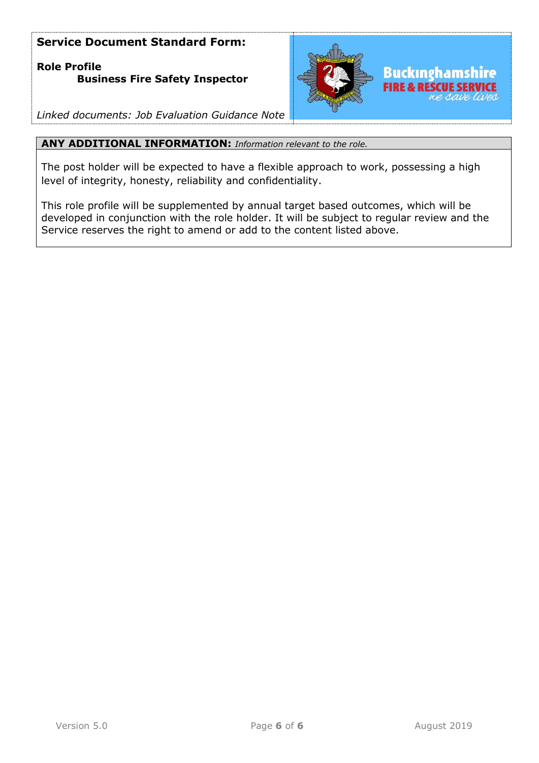**Service Document Standard Form:**

**Role Profile**
**Business Fire Safety Inspector**

*Linked documents: Job Evaluation Guidance Note*

**ANY ADDITIONAL INFORMATION:** *Information relevant to the role.*

The post holder will be expected to have a flexible approach to work, possessing a high level of integrity, honesty, reliability and confidentiality.

This role profile will be supplemented by annual target based outcomes, which will be developed in conjunction with the role holder. It will be subject to regular review and the Service reserves the right to amend or add to the content listed above.